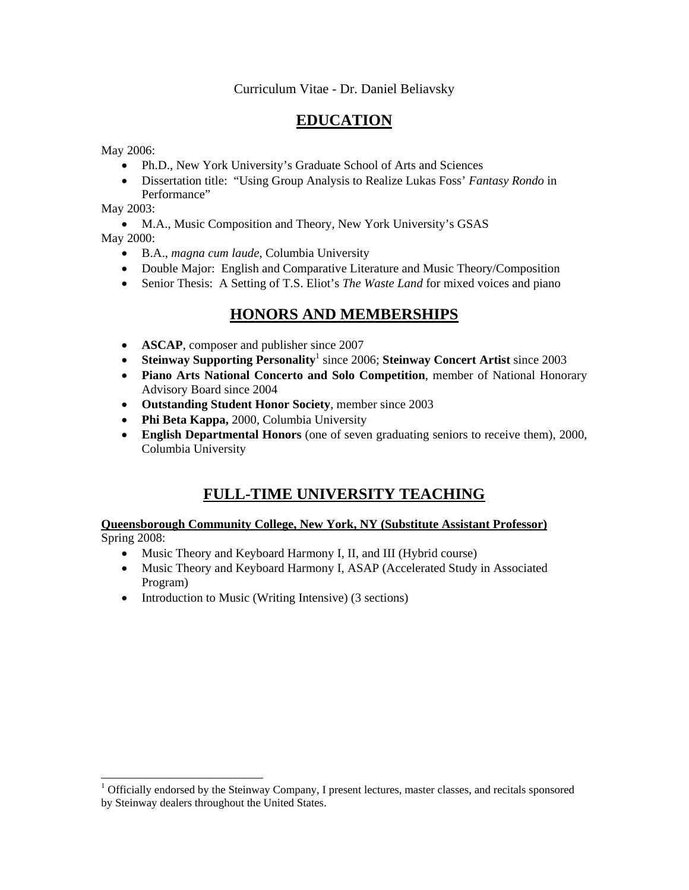Curriculum Vitae - Dr. Daniel Beliavsky

# EDUCATION

May 2006:

- Ph.D., New York University's Graduate School of Arts and Sciences
- Dissertation title: "Using Group Analysis to Realize Lukas Foss' *Fantasy Rondo* in Performance"

May 2003:

- M.A., Music Composition and Theory, New York University's GSAS

May 2000:

- B.A., *magna cum laude*, Columbia University
- Double Major: English and Comparative Literature and Music Theory/Composition
- Senior Thesis: A Setting of T.S. Eliot's *The Waste Land* for mixed voices and piano

# HONORS AND MEMBERSHIPS

- **ASCAP**, composer and publisher since 2007
- **Steinway Supporting Personality**[1] since 2006; **Steinway Concert Artist** since 2003
- **Piano Arts National Concerto and Solo Competition**, member of National Honorary Advisory Board since 2004
- **Outstanding Student Honor Society**, member since 2003
- **Phi Beta Kappa,** 2000, Columbia University
- **English Departmental Honors** (one of seven graduating seniors to receive them), 2000, Columbia University

# FULL-TIME UNIVERSITY TEACHING

**Queensborough Community College, New York, NY (Substitute Assistant Professor)**

Spring 2008:

- Music Theory and Keyboard Harmony I, II, and III (Hybrid course)
- Music Theory and Keyboard Harmony I, ASAP (Accelerated Study in Associated Program)
- Introduction to Music (Writing Intensive) (3 sections)

[1] Officially endorsed by the Steinway Company, I present lectures, master classes, and recitals sponsored by Steinway dealers throughout the United States.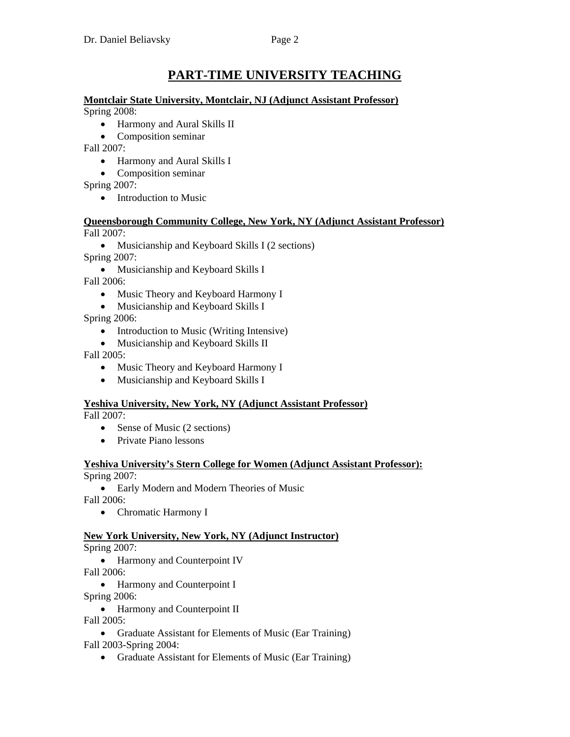# PART-TIME UNIVERSITY TEACHING

**Montclair State University, Montclair, NJ (Adjunct Assistant Professor)**

Spring 2008:

- Harmony and Aural Skills II
- Composition seminar

Fall 2007:

- Harmony and Aural Skills I
- Composition seminar

Spring 2007:

- Introduction to Music

**Queensborough Community College, New York, NY (Adjunct Assistant Professor)**

Fall 2007:

- Musicianship and Keyboard Skills I (2 sections)

Spring 2007:

- Musicianship and Keyboard Skills I

Fall 2006:

- Music Theory and Keyboard Harmony I
- Musicianship and Keyboard Skills I

Spring 2006:

- Introduction to Music (Writing Intensive)
- Musicianship and Keyboard Skills II

Fall 2005:

- Music Theory and Keyboard Harmony I
- Musicianship and Keyboard Skills I

**Yeshiva University, New York, NY (Adjunct Assistant Professor)**

Fall 2007:

- Sense of Music (2 sections)
- Private Piano lessons

**Yeshiva University's Stern College for Women (Adjunct Assistant Professor):**

Spring 2007:

- Early Modern and Modern Theories of Music

Fall 2006:

- Chromatic Harmony I

**New York University, New York, NY (Adjunct Instructor)**

Spring 2007:

- Harmony and Counterpoint IV

Fall 2006:

- Harmony and Counterpoint I

Spring 2006:

- Harmony and Counterpoint II

Fall 2005:

- Graduate Assistant for Elements of Music (Ear Training)

Fall 2003-Spring 2004:

- Graduate Assistant for Elements of Music (Ear Training)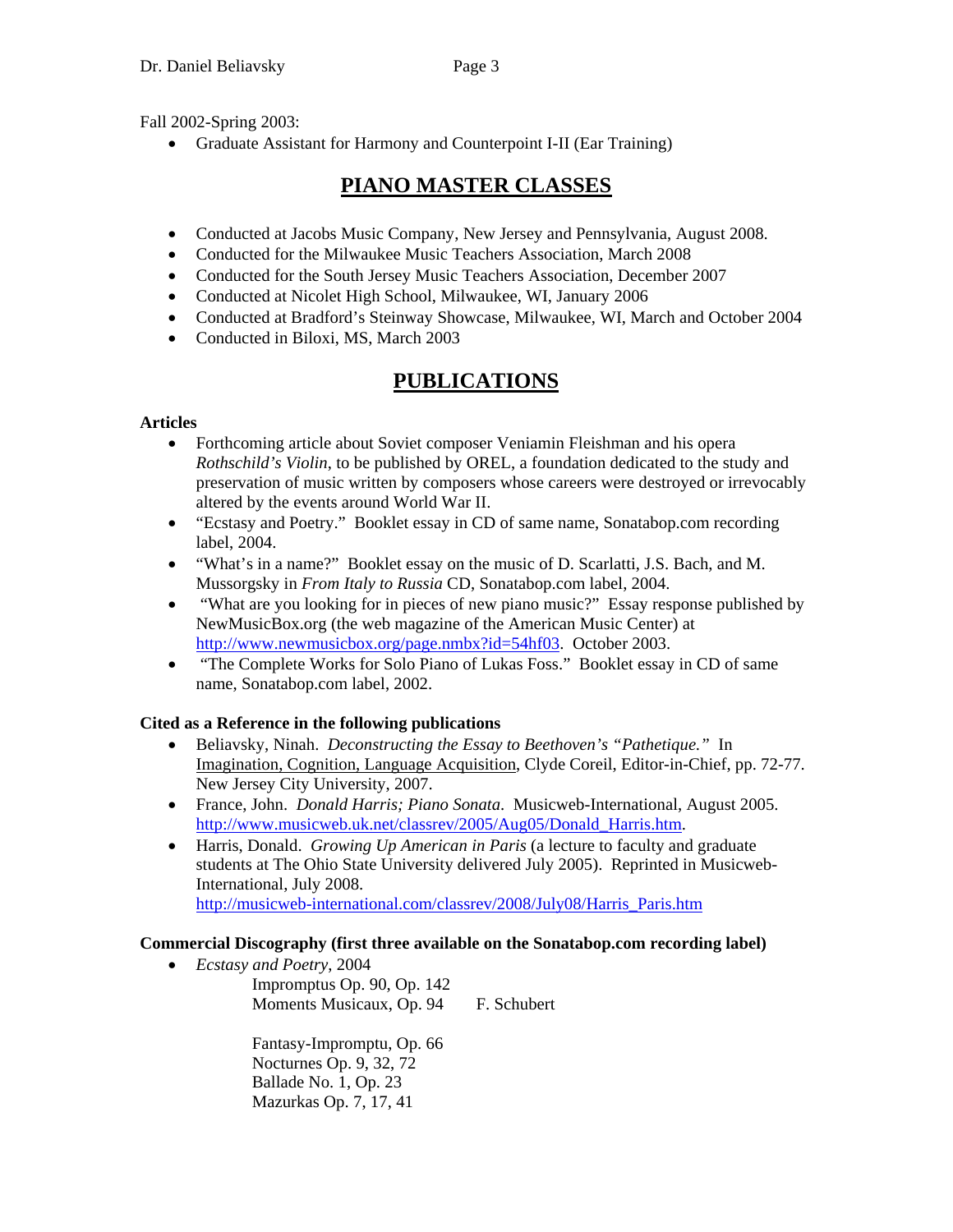Fall 2002-Spring 2003:

- Graduate Assistant for Harmony and Counterpoint I-II (Ear Training)

## PIANO MASTER CLASSES

- Conducted at Jacobs Music Company, New Jersey and Pennsylvania, August 2008.
- Conducted for the Milwaukee Music Teachers Association, March 2008
- Conducted for the South Jersey Music Teachers Association, December 2007
- Conducted at Nicolet High School, Milwaukee, WI, January 2006
- Conducted at Bradford's Steinway Showcase, Milwaukee, WI, March and October 2004
- Conducted in Biloxi, MS, March 2003

## PUBLICATIONS

### Articles

- Forthcoming article about Soviet composer Veniamin Fleishman and his opera *Rothschild's Violin*, to be published by OREL, a foundation dedicated to the study and preservation of music written by composers whose careers were destroyed or irrevocably altered by the events around World War II.
- "Ecstasy and Poetry." Booklet essay in CD of same name, Sonatabop.com recording label, 2004.
- "What's in a name?" Booklet essay on the music of D. Scarlatti, J.S. Bach, and M. Mussorgsky in *From Italy to Russia* CD, Sonatabop.com label, 2004.
- "What are you looking for in pieces of new piano music?" Essay response published by NewMusicBox.org (the web magazine of the American Music Center) at http://www.newmusicbox.org/page.nmbx?id=54hf03. October 2003.
- "The Complete Works for Solo Piano of Lukas Foss." Booklet essay in CD of same name, Sonatabop.com label, 2002.

### Cited as a Reference in the following publications

- Beliavsky, Ninah. *Deconstructing the Essay to Beethoven's "Pathetique."* In Imagination, Cognition, Language Acquisition, Clyde Coreil, Editor-in-Chief, pp. 72-77. New Jersey City University, 2007.
- France, John. *Donald Harris; Piano Sonata*. Musicweb-International, August 2005. http://www.musicweb.uk.net/classrev/2005/Aug05/Donald_Harris.htm.
- Harris, Donald. *Growing Up American in Paris* (a lecture to faculty and graduate students at The Ohio State University delivered July 2005). Reprinted in Musicweb-International, July 2008. http://musicweb-international.com/classrev/2008/July08/Harris_Paris.htm

### Commercial Discography (first three available on the Sonatabop.com recording label)

- *Ecstasy and Poetry*, 2004

  Impromptus Op. 90, Op. 142
  Moments Musicaux, Op. 94 — F. Schubert

  Fantasy-Impromptu, Op. 66
  Nocturnes Op. 9, 32, 72
  Ballade No. 1, Op. 23
  Mazurkas Op. 7, 17, 41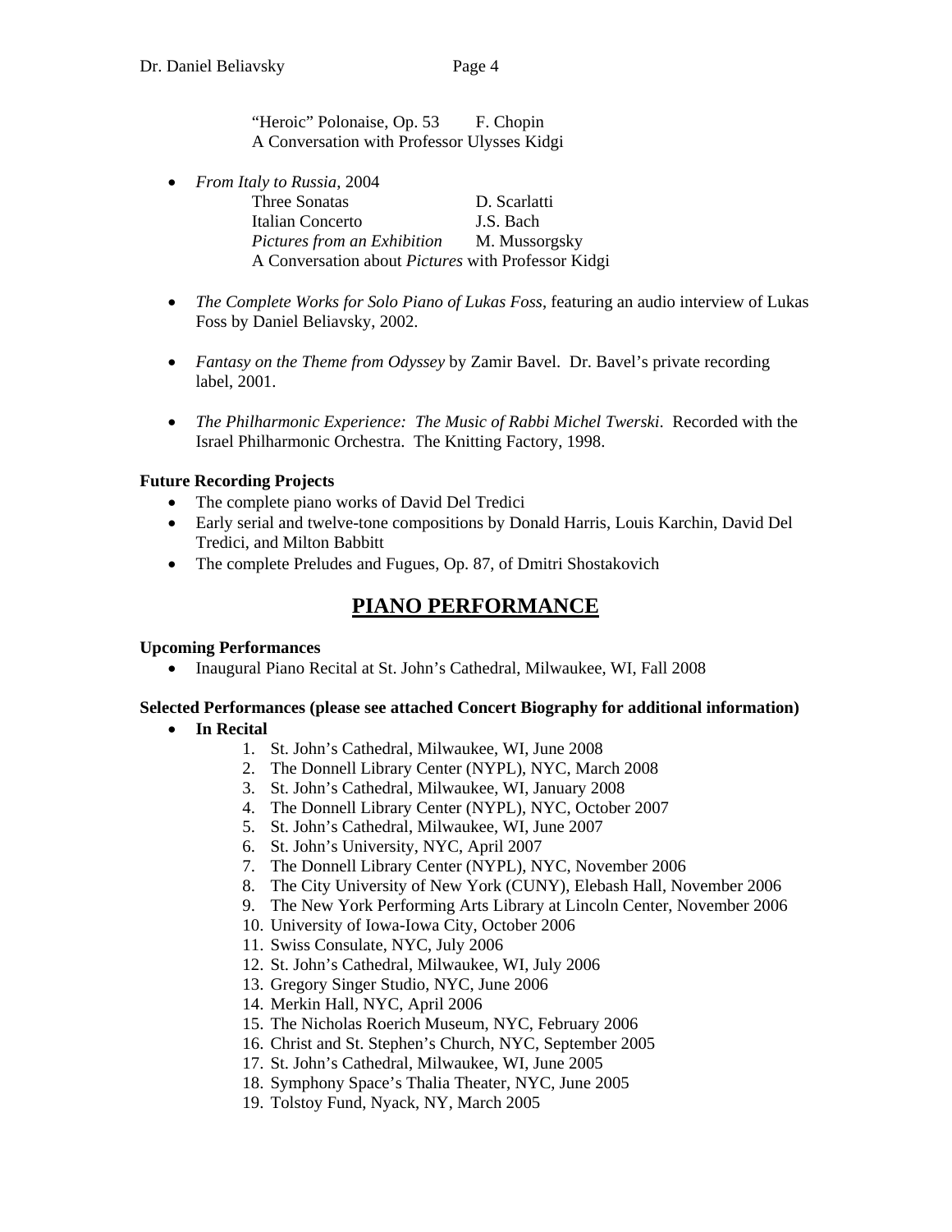"Heroic" Polonaise, Op. 53 — F. Chopin
A Conversation with Professor Ulysses Kidgi

- *From Italy to Russia*, 2004
  - Three Sonatas — D. Scarlatti
  - Italian Concerto — J.S. Bach
  - *Pictures from an Exhibition* — M. Mussorgsky
  - A Conversation about *Pictures* with Professor Kidgi

- *The Complete Works for Solo Piano of Lukas Foss*, featuring an audio interview of Lukas Foss by Daniel Beliavsky, 2002.

- *Fantasy on the Theme from Odyssey* by Zamir Bavel. Dr. Bavel's private recording label, 2001.

- *The Philharmonic Experience: The Music of Rabbi Michel Twerski*. Recorded with the Israel Philharmonic Orchestra. The Knitting Factory, 1998.

**Future Recording Projects**

- The complete piano works of David Del Tredici
- Early serial and twelve-tone compositions by Donald Harris, Louis Karchin, David Del Tredici, and Milton Babbitt
- The complete Preludes and Fugues, Op. 87, of Dmitri Shostakovich

## PIANO PERFORMANCE

**Upcoming Performances**

- Inaugural Piano Recital at St. John's Cathedral, Milwaukee, WI, Fall 2008

**Selected Performances (please see attached Concert Biography for additional information)**

- **In Recital**
  1. St. John's Cathedral, Milwaukee, WI, June 2008
  2. The Donnell Library Center (NYPL), NYC, March 2008
  3. St. John's Cathedral, Milwaukee, WI, January 2008
  4. The Donnell Library Center (NYPL), NYC, October 2007
  5. St. John's Cathedral, Milwaukee, WI, June 2007
  6. St. John's University, NYC, April 2007
  7. The Donnell Library Center (NYPL), NYC, November 2006
  8. The City University of New York (CUNY), Elebash Hall, November 2006
  9. The New York Performing Arts Library at Lincoln Center, November 2006
  10. University of Iowa-Iowa City, October 2006
  11. Swiss Consulate, NYC, July 2006
  12. St. John's Cathedral, Milwaukee, WI, July 2006
  13. Gregory Singer Studio, NYC, June 2006
  14. Merkin Hall, NYC, April 2006
  15. The Nicholas Roerich Museum, NYC, February 2006
  16. Christ and St. Stephen's Church, NYC, September 2005
  17. St. John's Cathedral, Milwaukee, WI, June 2005
  18. Symphony Space's Thalia Theater, NYC, June 2005
  19. Tolstoy Fund, Nyack, NY, March 2005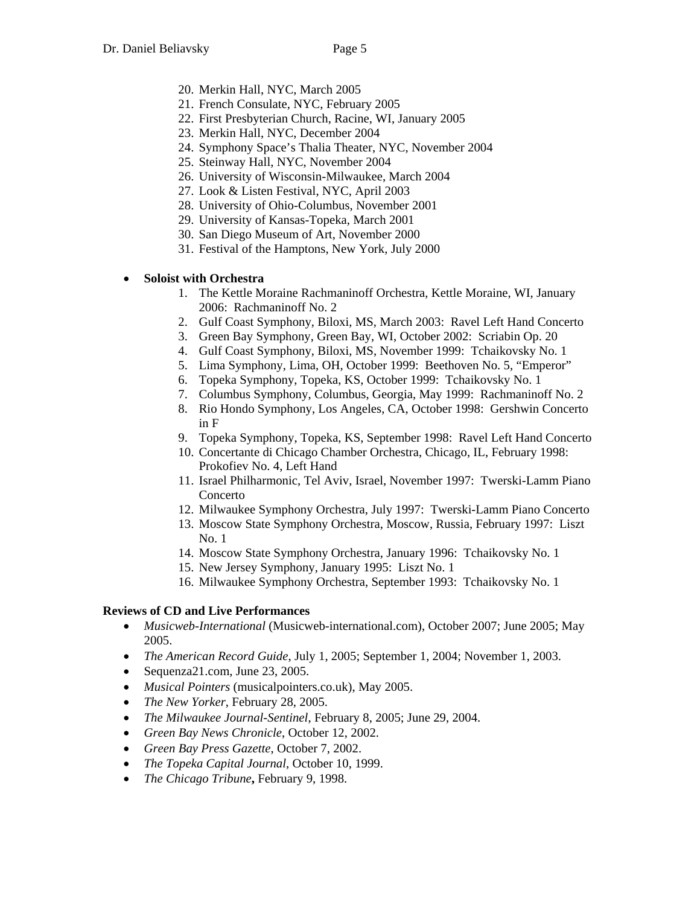20. Merkin Hall, NYC, March 2005
21. French Consulate, NYC, February 2005
22. First Presbyterian Church, Racine, WI, January 2005
23. Merkin Hall, NYC, December 2004
24. Symphony Space's Thalia Theater, NYC, November 2004
25. Steinway Hall, NYC, November 2004
26. University of Wisconsin-Milwaukee, March 2004
27. Look & Listen Festival, NYC, April 2003
28. University of Ohio-Columbus, November 2001
29. University of Kansas-Topeka, March 2001
30. San Diego Museum of Art, November 2000
31. Festival of the Hamptons, New York, July 2000

- **Soloist with Orchestra**
    1. The Kettle Moraine Rachmaninoff Orchestra, Kettle Moraine, WI, January 2006: Rachmaninoff No. 2
    2. Gulf Coast Symphony, Biloxi, MS, March 2003: Ravel Left Hand Concerto
    3. Green Bay Symphony, Green Bay, WI, October 2002: Scriabin Op. 20
    4. Gulf Coast Symphony, Biloxi, MS, November 1999: Tchaikovsky No. 1
    5. Lima Symphony, Lima, OH, October 1999: Beethoven No. 5, "Emperor"
    6. Topeka Symphony, Topeka, KS, October 1999: Tchaikovsky No. 1
    7. Columbus Symphony, Columbus, Georgia, May 1999: Rachmaninoff No. 2
    8. Rio Hondo Symphony, Los Angeles, CA, October 1998: Gershwin Concerto in F
    9. Topeka Symphony, Topeka, KS, September 1998: Ravel Left Hand Concerto
    10. Concertante di Chicago Chamber Orchestra, Chicago, IL, February 1998: Prokofiev No. 4, Left Hand
    11. Israel Philharmonic, Tel Aviv, Israel, November 1997: Twerski-Lamm Piano Concerto
    12. Milwaukee Symphony Orchestra, July 1997: Twerski-Lamm Piano Concerto
    13. Moscow State Symphony Orchestra, Moscow, Russia, February 1997: Liszt No. 1
    14. Moscow State Symphony Orchestra, January 1996: Tchaikovsky No. 1
    15. New Jersey Symphony, January 1995: Liszt No. 1
    16. Milwaukee Symphony Orchestra, September 1993: Tchaikovsky No. 1

**Reviews of CD and Live Performances**

- *Musicweb-International* (Musicweb-international.com), October 2007; June 2005; May 2005.
- *The American Record Guide*, July 1, 2005; September 1, 2004; November 1, 2003.
- Sequenza21.com, June 23, 2005.
- *Musical Pointers* (musicalpointers.co.uk), May 2005.
- *The New Yorker*, February 28, 2005.
- *The Milwaukee Journal-Sentinel*, February 8, 2005; June 29, 2004.
- *Green Bay News Chronicle*, October 12, 2002.
- *Green Bay Press Gazette*, October 7, 2002.
- *The Topeka Capital Journal*, October 10, 1999.
- *The Chicago Tribune***,** February 9, 1998.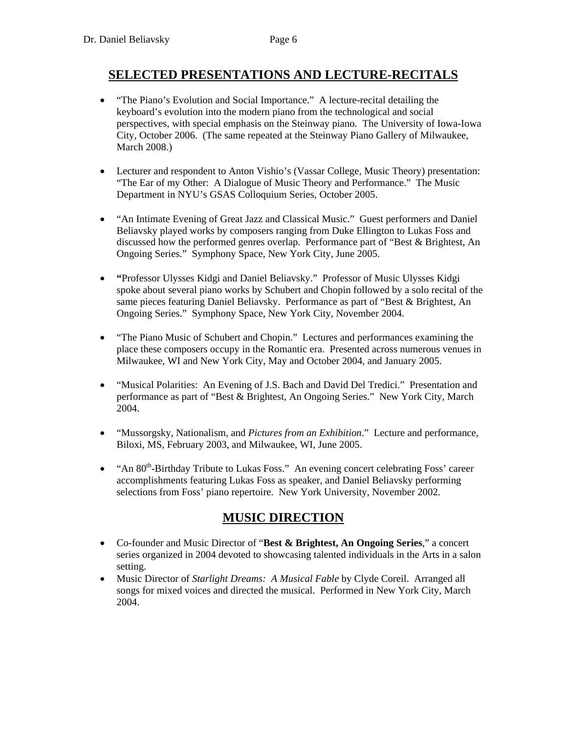## SELECTED PRESENTATIONS AND LECTURE-RECITALS

- "The Piano's Evolution and Social Importance." A lecture-recital detailing the keyboard's evolution into the modern piano from the technological and social perspectives, with special emphasis on the Steinway piano. The University of Iowa-Iowa City, October 2006. (The same repeated at the Steinway Piano Gallery of Milwaukee, March 2008.)

- Lecturer and respondent to Anton Vishio's (Vassar College, Music Theory) presentation: "The Ear of my Other: A Dialogue of Music Theory and Performance." The Music Department in NYU's GSAS Colloquium Series, October 2005.

- "An Intimate Evening of Great Jazz and Classical Music." Guest performers and Daniel Beliavsky played works by composers ranging from Duke Ellington to Lukas Foss and discussed how the performed genres overlap. Performance part of "Best & Brightest, An Ongoing Series." Symphony Space, New York City, June 2005.

- **"**Professor Ulysses Kidgi and Daniel Beliavsky." Professor of Music Ulysses Kidgi spoke about several piano works by Schubert and Chopin followed by a solo recital of the same pieces featuring Daniel Beliavsky. Performance as part of "Best & Brightest, An Ongoing Series." Symphony Space, New York City, November 2004.

- "The Piano Music of Schubert and Chopin." Lectures and performances examining the place these composers occupy in the Romantic era. Presented across numerous venues in Milwaukee, WI and New York City, May and October 2004, and January 2005.

- "Musical Polarities: An Evening of J.S. Bach and David Del Tredici." Presentation and performance as part of "Best & Brightest, An Ongoing Series." New York City, March 2004.

- "Mussorgsky, Nationalism, and *Pictures from an Exhibition*." Lecture and performance, Biloxi, MS, February 2003, and Milwaukee, WI, June 2005.

- "An 80th-Birthday Tribute to Lukas Foss." An evening concert celebrating Foss' career accomplishments featuring Lukas Foss as speaker, and Daniel Beliavsky performing selections from Foss' piano repertoire. New York University, November 2002.

## MUSIC DIRECTION

- Co-founder and Music Director of "**Best & Brightest, An Ongoing Series**," a concert series organized in 2004 devoted to showcasing talented individuals in the Arts in a salon setting.
- Music Director of *Starlight Dreams: A Musical Fable* by Clyde Coreil. Arranged all songs for mixed voices and directed the musical. Performed in New York City, March 2004.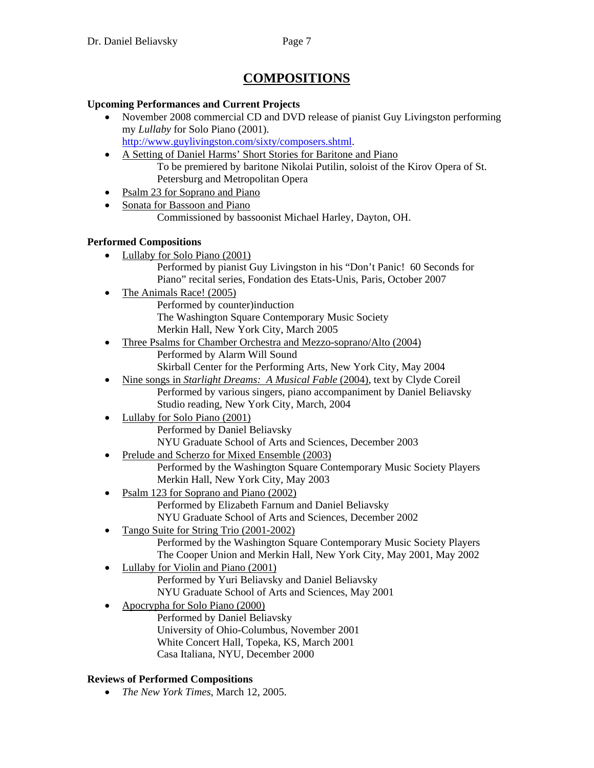# COMPOSITIONS

**Upcoming Performances and Current Projects**

- November 2008 commercial CD and DVD release of pianist Guy Livingston performing my *Lullaby* for Solo Piano (2001). http://www.guylivingston.com/sixty/composers.shtml.
- A Setting of Daniel Harms' Short Stories for Baritone and Piano
  To be premiered by baritone Nikolai Putilin, soloist of the Kirov Opera of St. Petersburg and Metropolitan Opera
- Psalm 23 for Soprano and Piano
- Sonata for Bassoon and Piano
  Commissioned by bassoonist Michael Harley, Dayton, OH.

**Performed Compositions**

- Lullaby for Solo Piano (2001)
  Performed by pianist Guy Livingston in his "Don't Panic! 60 Seconds for Piano" recital series, Fondation des Etats-Unis, Paris, October 2007
- The Animals Race! (2005)
  Performed by counter)induction
  The Washington Square Contemporary Music Society
  Merkin Hall, New York City, March 2005
- Three Psalms for Chamber Orchestra and Mezzo-soprano/Alto (2004)
  Performed by Alarm Will Sound
  Skirball Center for the Performing Arts, New York City, May 2004
- Nine songs in *Starlight Dreams: A Musical Fable* (2004), text by Clyde Coreil
  Performed by various singers, piano accompaniment by Daniel Beliavsky
  Studio reading, New York City, March, 2004
- Lullaby for Solo Piano (2001)
  Performed by Daniel Beliavsky
  NYU Graduate School of Arts and Sciences, December 2003
- Prelude and Scherzo for Mixed Ensemble (2003)
  Performed by the Washington Square Contemporary Music Society Players
  Merkin Hall, New York City, May 2003
- Psalm 123 for Soprano and Piano (2002)
  Performed by Elizabeth Farnum and Daniel Beliavsky
  NYU Graduate School of Arts and Sciences, December 2002
- Tango Suite for String Trio (2001-2002)
  Performed by the Washington Square Contemporary Music Society Players
  The Cooper Union and Merkin Hall, New York City, May 2001, May 2002
- Lullaby for Violin and Piano (2001)
  Performed by Yuri Beliavsky and Daniel Beliavsky
  NYU Graduate School of Arts and Sciences, May 2001
- Apocrypha for Solo Piano (2000)
  Performed by Daniel Beliavsky
  University of Ohio-Columbus, November 2001
  White Concert Hall, Topeka, KS, March 2001
  Casa Italiana, NYU, December 2000

**Reviews of Performed Compositions**

- *The New York Times,* March 12, 2005.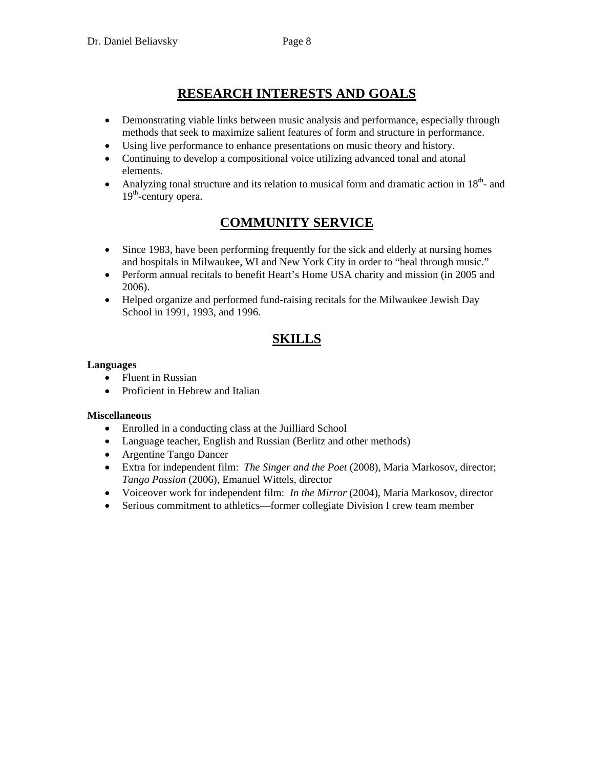## RESEARCH INTERESTS AND GOALS

- Demonstrating viable links between music analysis and performance, especially through methods that seek to maximize salient features of form and structure in performance.
- Using live performance to enhance presentations on music theory and history.
- Continuing to develop a compositional voice utilizing advanced tonal and atonal elements.
- Analyzing tonal structure and its relation to musical form and dramatic action in 18th- and 19th-century opera.

## COMMUNITY SERVICE

- Since 1983, have been performing frequently for the sick and elderly at nursing homes and hospitals in Milwaukee, WI and New York City in order to "heal through music."
- Perform annual recitals to benefit Heart's Home USA charity and mission (in 2005 and 2006).
- Helped organize and performed fund-raising recitals for the Milwaukee Jewish Day School in 1991, 1993, and 1996.

## SKILLS

**Languages**

- Fluent in Russian
- Proficient in Hebrew and Italian

**Miscellaneous**

- Enrolled in a conducting class at the Juilliard School
- Language teacher, English and Russian (Berlitz and other methods)
- Argentine Tango Dancer
- Extra for independent film: *The Singer and the Poet* (2008), Maria Markosov, director; *Tango Passion* (2006), Emanuel Wittels, director
- Voiceover work for independent film: *In the Mirror* (2004), Maria Markosov, director
- Serious commitment to athletics—former collegiate Division I crew team member